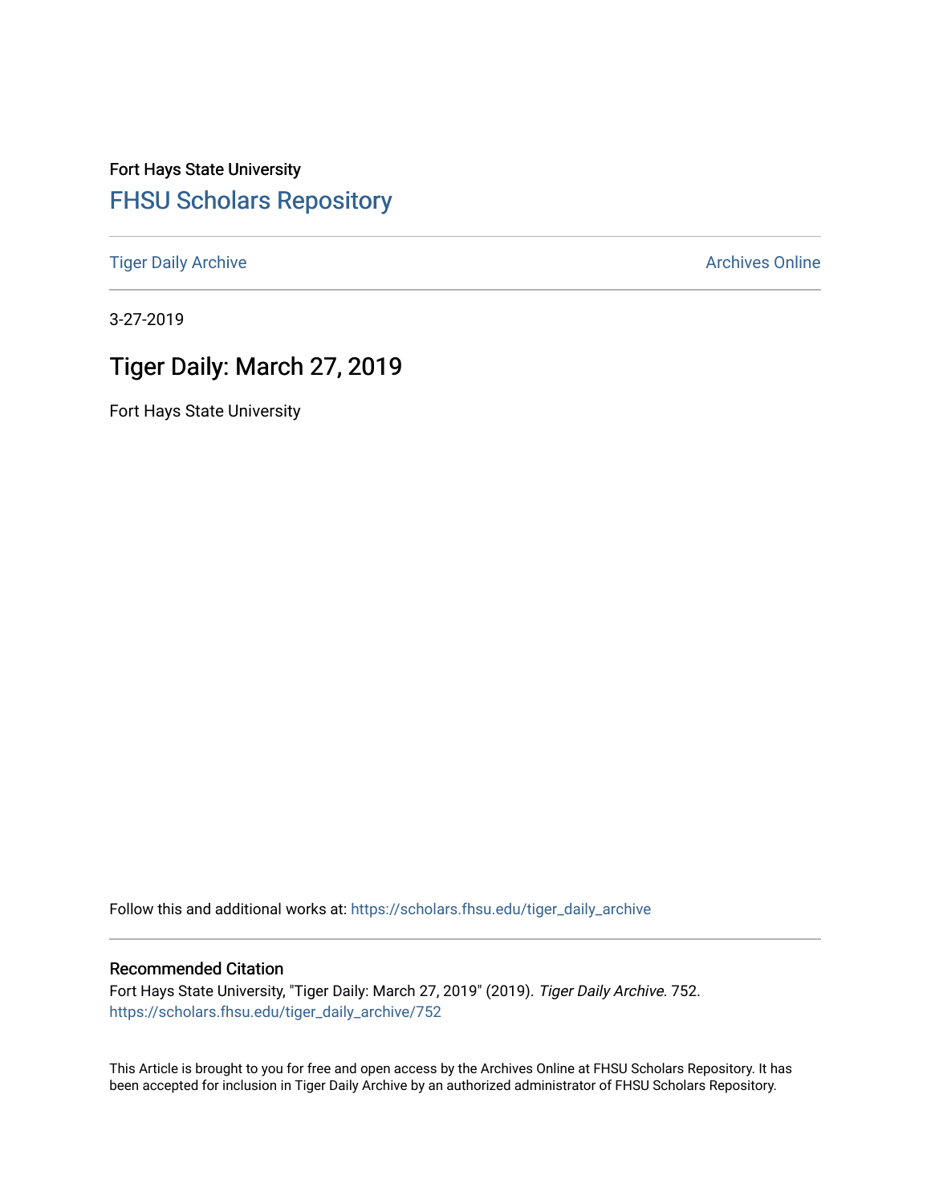Fort Hays State University

## FHSU Scholars Repository

Tiger Daily Archive

Archives Online

3-27-2019

# Tiger Daily: March 27, 2019

Fort Hays State University

Follow this and additional works at: https://scholars.fhsu.edu/tiger_daily_archive

### Recommended Citation

Fort Hays State University, "Tiger Daily: March 27, 2019" (2019). *Tiger Daily Archive*. 752.
https://scholars.fhsu.edu/tiger_daily_archive/752

This Article is brought to you for free and open access by the Archives Online at FHSU Scholars Repository. It has been accepted for inclusion in Tiger Daily Archive by an authorized administrator of FHSU Scholars Repository.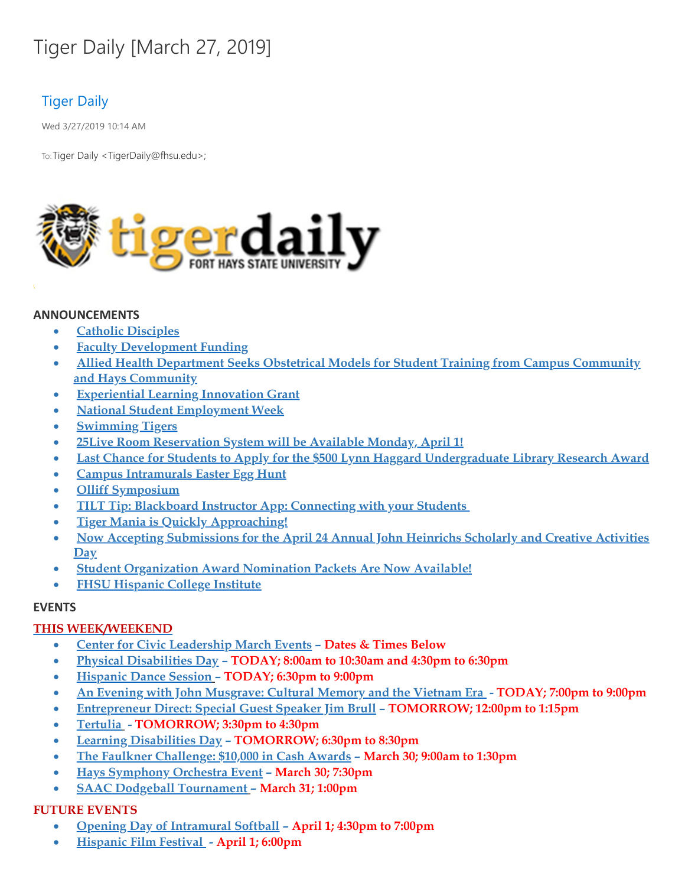# Tiger Daily [March 27, 2019]

Tiger Daily

Wed 3/27/2019 10:14 AM

To: Tiger Daily <TigerDaily@fhsu.edu>;

**ANNOUNCEMENTS**

- Catholic Disciples
- Faculty Development Funding
- Allied Health Department Seeks Obstetrical Models for Student Training from Campus Community and Hays Community
- Experiential Learning Innovation Grant
- National Student Employment Week
- Swimming Tigers
- 25Live Room Reservation System will be Available Monday, April 1!
- Last Chance for Students to Apply for the $500 Lynn Haggard Undergraduate Library Research Award
- Campus Intramurals Easter Egg Hunt
- Olliff Symposium
- TILT Tip: Blackboard Instructor App: Connecting with your Students
- Tiger Mania is Quickly Approaching!
- Now Accepting Submissions for the April 24 Annual John Heinrichs Scholarly and Creative Activities Day
- Student Organization Award Nomination Packets Are Now Available!
- FHSU Hispanic College Institute

**EVENTS**

**THIS WEEK/WEEKEND**

- Center for Civic Leadership March Events – **Dates & Times Below**
- Physical Disabilities Day – **TODAY; 8:00am to 10:30am and 4:30pm to 6:30pm**
- Hispanic Dance Session – **TODAY; 6:30pm to 9:00pm**
- An Evening with John Musgrave: Cultural Memory and the Vietnam Era - **TODAY; 7:00pm to 9:00pm**
- Entrepreneur Direct: Special Guest Speaker Jim Brull – **TOMORROW; 12:00pm to 1:15pm**
- Tertulia - **TOMORROW; 3:30pm to 4:30pm**
- Learning Disabilities Day – **TOMORROW; 6:30pm to 8:30pm**
- The Faulkner Challenge: $10,000 in Cash Awards – **March 30; 9:00am to 1:30pm**
- Hays Symphony Orchestra Event – **March 30; 7:30pm**
- SAAC Dodgeball Tournament – **March 31; 1:00pm**

**FUTURE EVENTS**

- Opening Day of Intramural Softball – **April 1; 4:30pm to 7:00pm**
- Hispanic Film Festival - **April 1; 6:00pm**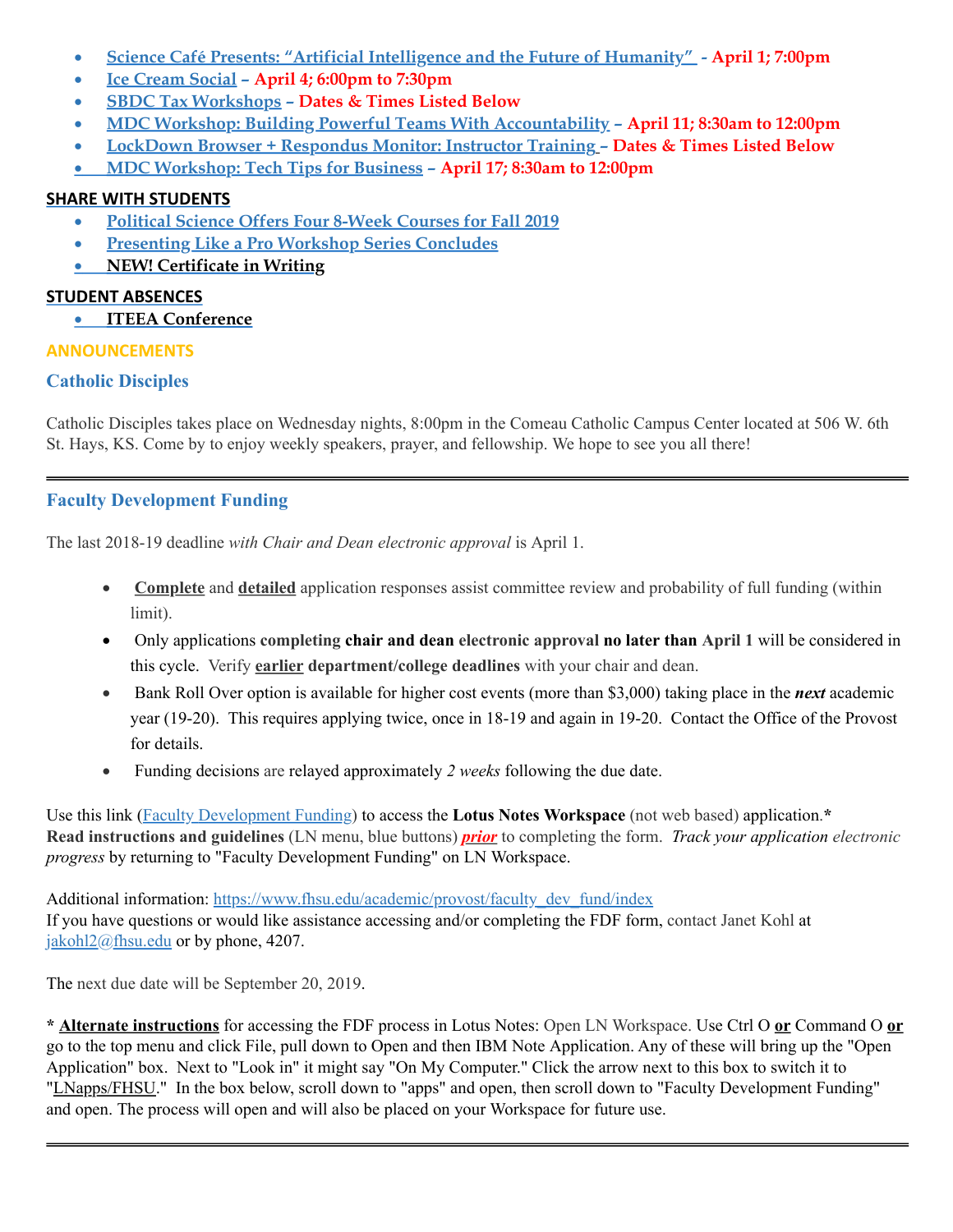- **Science Café Presents: "Artificial Intelligence and the Future of Humanity"** - **April 1; 7:00pm**
- **Ice Cream Social** – **April 4; 6:00pm to 7:30pm**
- **SBDC Tax Workshops** – **Dates & Times Listed Below**
- **MDC Workshop: Building Powerful Teams With Accountability** – **April 11; 8:30am to 12:00pm**
- **LockDown Browser + Respondus Monitor: Instructor Training** – **Dates & Times Listed Below**
- **MDC Workshop: Tech Tips for Business** – **April 17; 8:30am to 12:00pm**

**SHARE WITH STUDENTS**

- **Political Science Offers Four 8-Week Courses for Fall 2019**
- **Presenting Like a Pro Workshop Series Concludes**
- **NEW! Certificate in Writing**

**STUDENT ABSENCES**

- **ITEEA Conference**

## ANNOUNCEMENTS

### Catholic Disciples

Catholic Disciples takes place on Wednesday nights, 8:00pm in the Comeau Catholic Campus Center located at 506 W. 6th St. Hays, KS. Come by to enjoy weekly speakers, prayer, and fellowship. We hope to see you all there!

---

### Faculty Development Funding

The last 2018-19 deadline *with Chair and Dean electronic approval* is April 1.

- **Complete** and **detailed** application responses assist committee review and probability of full funding (within limit).
- Only applications **completing chair and dean electronic approval no later than April 1** will be considered in this cycle. Verify **earlier department/college deadlines** with your chair and dean.
- Bank Roll Over option is available for higher cost events (more than $3,000) taking place in the ***next*** academic year (19-20). This requires applying twice, once in 18-19 and again in 19-20. Contact the Office of the Provost for details.
- Funding decisions are relayed approximately *2 weeks* following the due date.

Use this link (Faculty Development Funding) to access the **Lotus Notes Workspace** (not web based) application.*
**Read instructions and guidelines** (LN menu, blue buttons) ***prior*** to completing the form. *Track your application electronic progress* by returning to "Faculty Development Funding" on LN Workspace.

Additional information: https://www.fhsu.edu/academic/provost/faculty_dev_fund/index
If you have questions or would like assistance accessing and/or completing the FDF form, contact Janet Kohl at jakohl2@fhsu.edu or by phone, 4207.

The next due date will be September 20, 2019.

\* **Alternate instructions** for accessing the FDF process in Lotus Notes: Open LN Workspace. Use Ctrl O **or** Command O **or** go to the top menu and click File, pull down to Open and then IBM Note Application. Any of these will bring up the "Open Application" box. Next to "Look in" it might say "On My Computer." Click the arrow next to this box to switch it to "LNapps/FHSU." In the box below, scroll down to "apps" and open, then scroll down to "Faculty Development Funding" and open. The process will open and will also be placed on your Workspace for future use.

---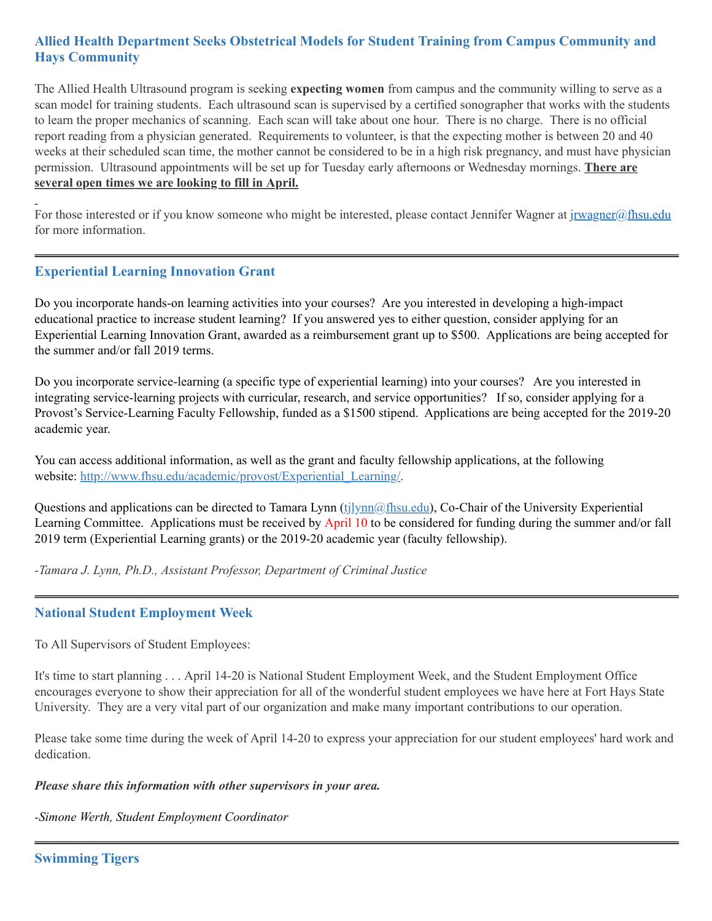### Allied Health Department Seeks Obstetrical Models for Student Training from Campus Community and Hays Community

The Allied Health Ultrasound program is seeking **expecting women** from campus and the community willing to serve as a scan model for training students. Each ultrasound scan is supervised by a certified sonographer that works with the students to learn the proper mechanics of scanning. Each scan will take about one hour. There is no charge. There is no official report reading from a physician generated. Requirements to volunteer, is that the expecting mother is between 20 and 40 weeks at their scheduled scan time, the mother cannot be considered to be in a high risk pregnancy, and must have physician permission. Ultrasound appointments will be set up for Tuesday early afternoons or Wednesday mornings. **There are several open times we are looking to fill in April.**

For those interested or if you know someone who might be interested, please contact Jennifer Wagner at jrwagner@fhsu.edu for more information.

---

### Experiential Learning Innovation Grant

Do you incorporate hands-on learning activities into your courses? Are you interested in developing a high-impact educational practice to increase student learning? If you answered yes to either question, consider applying for an Experiential Learning Innovation Grant, awarded as a reimbursement grant up to $500. Applications are being accepted for the summer and/or fall 2019 terms.

Do you incorporate service-learning (a specific type of experiential learning) into your courses? Are you interested in integrating service-learning projects with curricular, research, and service opportunities? If so, consider applying for a Provost's Service-Learning Faculty Fellowship, funded as a $1500 stipend. Applications are being accepted for the 2019-20 academic year.

You can access additional information, as well as the grant and faculty fellowship applications, at the following website: http://www.fhsu.edu/academic/provost/Experiential_Learning/.

Questions and applications can be directed to Tamara Lynn (tjlynn@fhsu.edu), Co-Chair of the University Experiential Learning Committee. Applications must be received by April 10 to be considered for funding during the summer and/or fall 2019 term (Experiential Learning grants) or the 2019-20 academic year (faculty fellowship).

*-Tamara J. Lynn, Ph.D., Assistant Professor, Department of Criminal Justice*

---

### National Student Employment Week

To All Supervisors of Student Employees:

It's time to start planning . . . April 14-20 is National Student Employment Week, and the Student Employment Office encourages everyone to show their appreciation for all of the wonderful student employees we have here at Fort Hays State University. They are a very vital part of our organization and make many important contributions to our operation.

Please take some time during the week of April 14-20 to express your appreciation for our student employees' hard work and dedication.

***Please share this information with other supervisors in your area.***

*-Simone Werth, Student Employment Coordinator*

---

### Swimming Tigers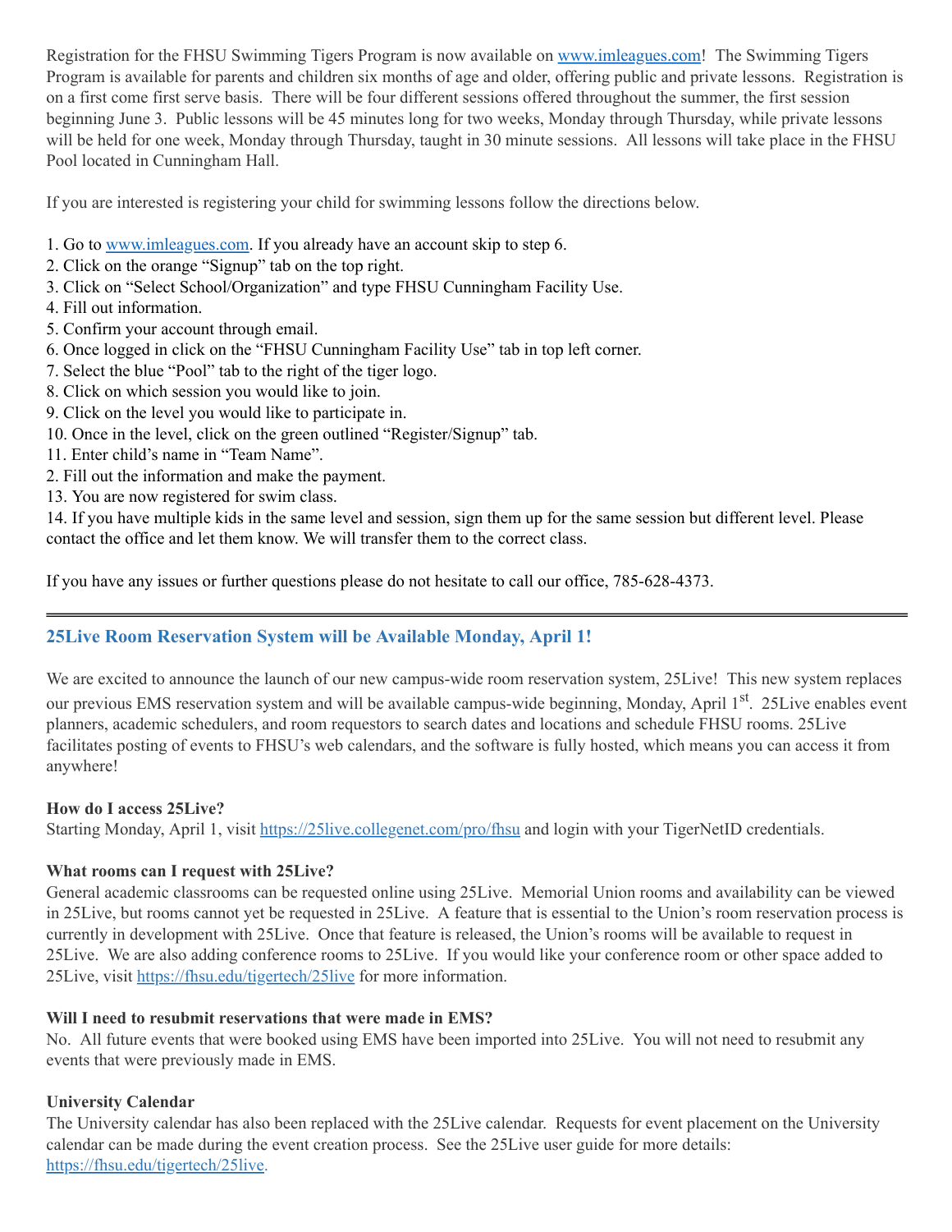Registration for the FHSU Swimming Tigers Program is now available on [www.imleagues.com](www.imleagues.com)! The Swimming Tigers Program is available for parents and children six months of age and older, offering public and private lessons. Registration is on a first come first serve basis. There will be four different sessions offered throughout the summer, the first session beginning June 3. Public lessons will be 45 minutes long for two weeks, Monday through Thursday, while private lessons will be held for one week, Monday through Thursday, taught in 30 minute sessions. All lessons will take place in the FHSU Pool located in Cunningham Hall.

If you are interested is registering your child for swimming lessons follow the directions below.

1. Go to [www.imleagues.com](www.imleagues.com). If you already have an account skip to step 6.
2. Click on the orange "Signup" tab on the top right.
3. Click on "Select School/Organization" and type FHSU Cunningham Facility Use.
4. Fill out information.
5. Confirm your account through email.
6. Once logged in click on the "FHSU Cunningham Facility Use" tab in top left corner.
7. Select the blue "Pool" tab to the right of the tiger logo.
8. Click on which session you would like to join.
9. Click on the level you would like to participate in.
10. Once in the level, click on the green outlined "Register/Signup" tab.
11. Enter child's name in "Team Name".
2. Fill out the information and make the payment.
13. You are now registered for swim class.
14. If you have multiple kids in the same level and session, sign them up for the same session but different level. Please contact the office and let them know. We will transfer them to the correct class.

If you have any issues or further questions please do not hesitate to call our office, 785-628-4373.

---

## 25Live Room Reservation System will be Available Monday, April 1!

We are excited to announce the launch of our new campus-wide room reservation system, 25Live! This new system replaces our previous EMS reservation system and will be available campus-wide beginning, Monday, April 1st. 25Live enables event planners, academic schedulers, and room requestors to search dates and locations and schedule FHSU rooms. 25Live facilitates posting of events to FHSU's web calendars, and the software is fully hosted, which means you can access it from anywhere!

**How do I access 25Live?**
Starting Monday, April 1, visit [https://25live.collegenet.com/pro/fhsu](https://25live.collegenet.com/pro/fhsu) and login with your TigerNetID credentials.

**What rooms can I request with 25Live?**
General academic classrooms can be requested online using 25Live. Memorial Union rooms and availability can be viewed in 25Live, but rooms cannot yet be requested in 25Live. A feature that is essential to the Union's room reservation process is currently in development with 25Live. Once that feature is released, the Union's rooms will be available to request in 25Live. We are also adding conference rooms to 25Live. If you would like your conference room or other space added to 25Live, visit [https://fhsu.edu/tigertech/25live](https://fhsu.edu/tigertech/25live) for more information.

**Will I need to resubmit reservations that were made in EMS?**
No. All future events that were booked using EMS have been imported into 25Live. You will not need to resubmit any events that were previously made in EMS.

**University Calendar**
The University calendar has also been replaced with the 25Live calendar. Requests for event placement on the University calendar can be made during the event creation process. See the 25Live user guide for more details: [https://fhsu.edu/tigertech/25live](https://fhsu.edu/tigertech/25live).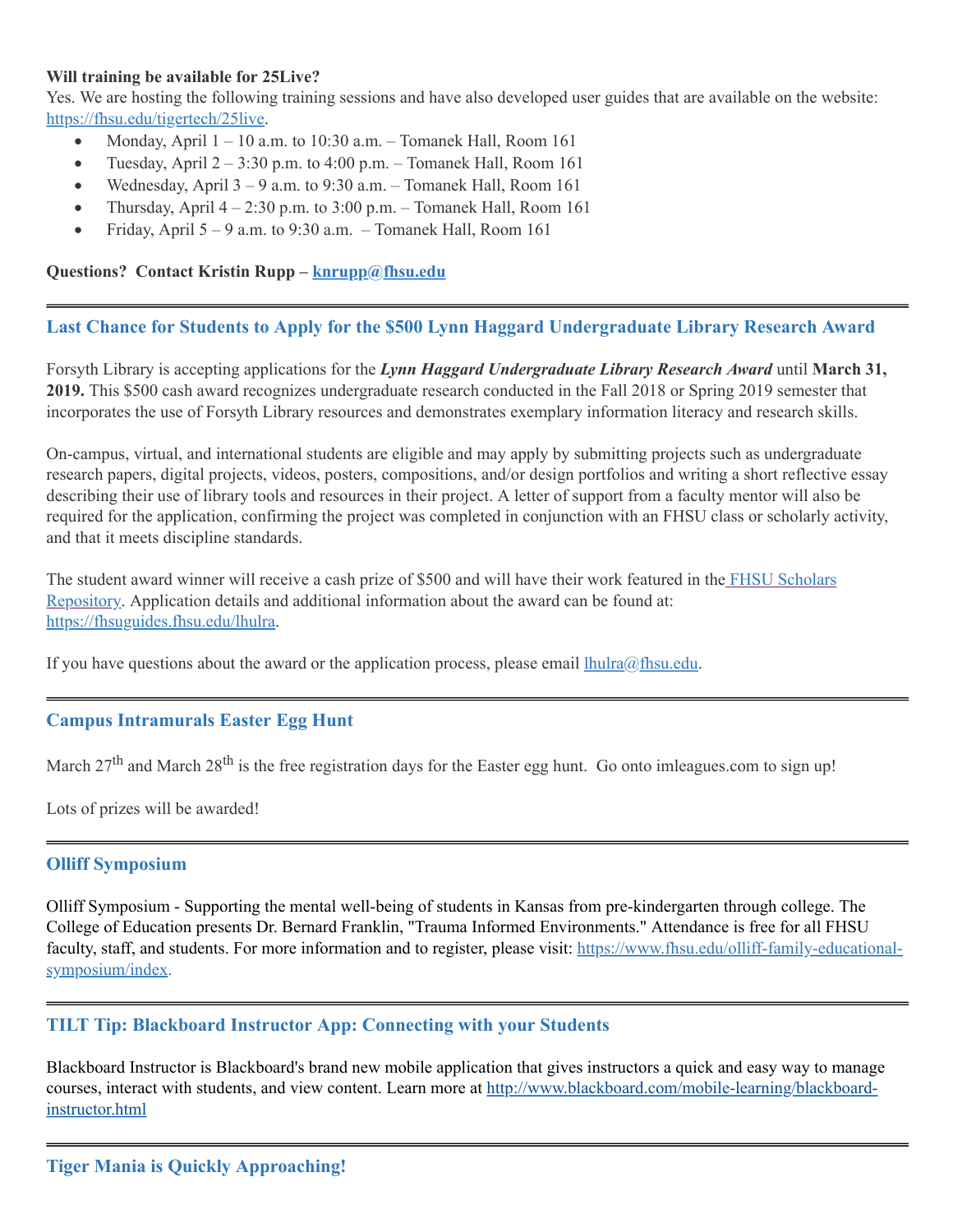**Will training be available for 25Live?**

Yes. We are hosting the following training sessions and have also developed user guides that are available on the website: https://fhsu.edu/tigertech/25live.

- Monday, April 1 – 10 a.m. to 10:30 a.m. – Tomanek Hall, Room 161
- Tuesday, April 2 – 3:30 p.m. to 4:00 p.m. – Tomanek Hall, Room 161
- Wednesday, April 3 – 9 a.m. to 9:30 a.m. – Tomanek Hall, Room 161
- Thursday, April 4 – 2:30 p.m. to 3:00 p.m. – Tomanek Hall, Room 161
- Friday, April 5 – 9 a.m. to 9:30 a.m. – Tomanek Hall, Room 161

**Questions? Contact Kristin Rupp – knrupp@fhsu.edu**

---

## Last Chance for Students to Apply for the $500 Lynn Haggard Undergraduate Library Research Award

Forsyth Library is accepting applications for the ***Lynn Haggard Undergraduate Library Research Award*** until **March 31, 2019.** This $500 cash award recognizes undergraduate research conducted in the Fall 2018 or Spring 2019 semester that incorporates the use of Forsyth Library resources and demonstrates exemplary information literacy and research skills.

On-campus, virtual, and international students are eligible and may apply by submitting projects such as undergraduate research papers, digital projects, videos, posters, compositions, and/or design portfolios and writing a short reflective essay describing their use of library tools and resources in their project. A letter of support from a faculty mentor will also be required for the application, confirming the project was completed in conjunction with an FHSU class or scholarly activity, and that it meets discipline standards.

The student award winner will receive a cash prize of $500 and will have their work featured in the FHSU Scholars Repository. Application details and additional information about the award can be found at: https://fhsuguides.fhsu.edu/lhulra.

If you have questions about the award or the application process, please email lhulra@fhsu.edu.

---

## Campus Intramurals Easter Egg Hunt

March 27th and March 28th is the free registration days for the Easter egg hunt. Go onto imleagues.com to sign up!

Lots of prizes will be awarded!

---

## Olliff Symposium

Olliff Symposium - Supporting the mental well-being of students in Kansas from pre-kindergarten through college. The College of Education presents Dr. Bernard Franklin, "Trauma Informed Environments." Attendance is free for all FHSU faculty, staff, and students. For more information and to register, please visit: https://www.fhsu.edu/olliff-family-educational-symposium/index.

---

## TILT Tip: Blackboard Instructor App: Connecting with your Students

Blackboard Instructor is Blackboard's brand new mobile application that gives instructors a quick and easy way to manage courses, interact with students, and view content. Learn more at http://www.blackboard.com/mobile-learning/blackboard-instructor.html

---

## Tiger Mania is Quickly Approaching!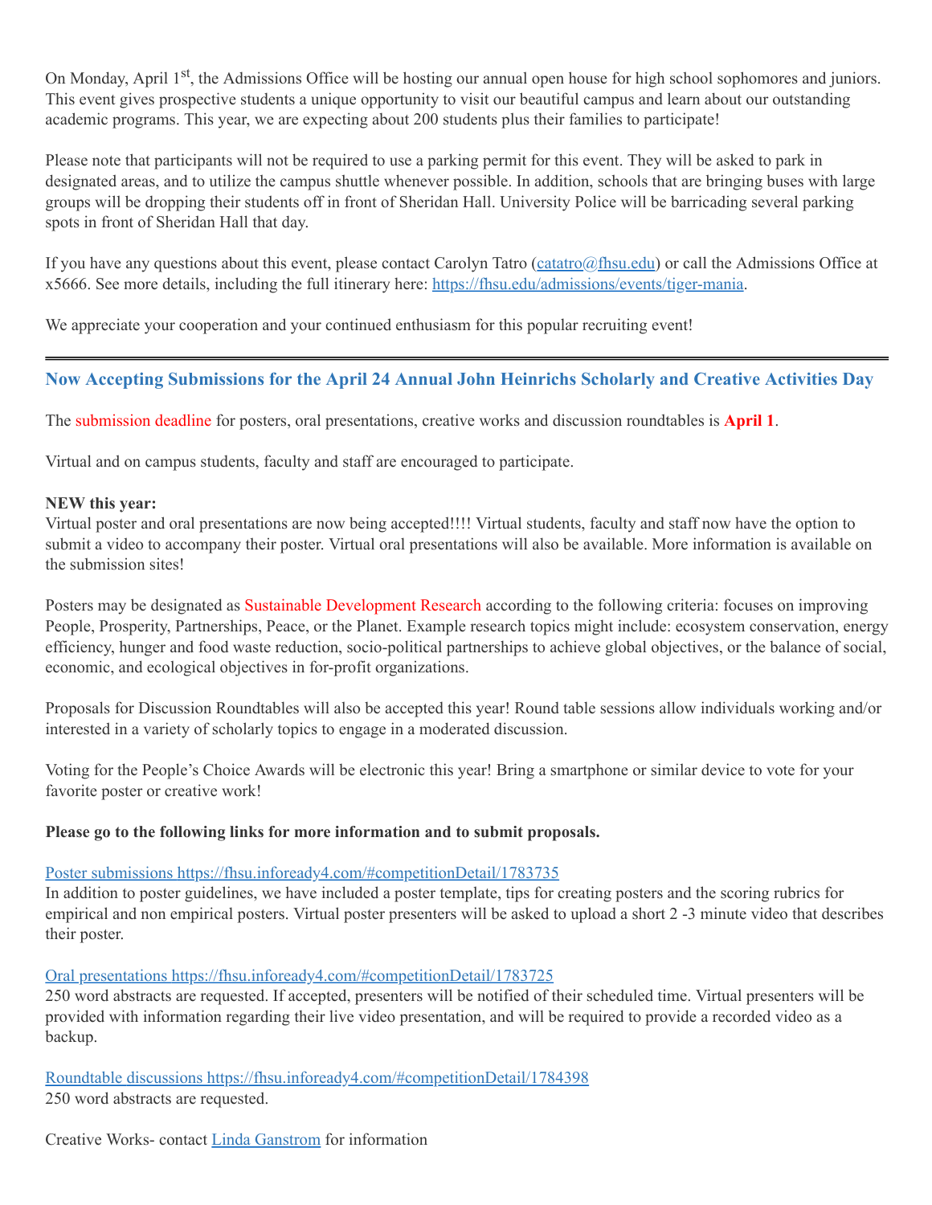On Monday, April 1st, the Admissions Office will be hosting our annual open house for high school sophomores and juniors. This event gives prospective students a unique opportunity to visit our beautiful campus and learn about our outstanding academic programs. This year, we are expecting about 200 students plus their families to participate!

Please note that participants will not be required to use a parking permit for this event. They will be asked to park in designated areas, and to utilize the campus shuttle whenever possible. In addition, schools that are bringing buses with large groups will be dropping their students off in front of Sheridan Hall. University Police will be barricading several parking spots in front of Sheridan Hall that day.

If you have any questions about this event, please contact Carolyn Tatro (catatro@fhsu.edu) or call the Admissions Office at x5666. See more details, including the full itinerary here: https://fhsu.edu/admissions/events/tiger-mania.

We appreciate your cooperation and your continued enthusiasm for this popular recruiting event!

---

## Now Accepting Submissions for the April 24 Annual John Heinrichs Scholarly and Creative Activities Day

The submission deadline for posters, oral presentations, creative works and discussion roundtables is **April 1**.

Virtual and on campus students, faculty and staff are encouraged to participate.

**NEW this year:**
Virtual poster and oral presentations are now being accepted!!!! Virtual students, faculty and staff now have the option to submit a video to accompany their poster. Virtual oral presentations will also be available. More information is available on the submission sites!

Posters may be designated as Sustainable Development Research according to the following criteria: focuses on improving People, Prosperity, Partnerships, Peace, or the Planet. Example research topics might include: ecosystem conservation, energy efficiency, hunger and food waste reduction, socio-political partnerships to achieve global objectives, or the balance of social, economic, and ecological objectives in for-profit organizations.

Proposals for Discussion Roundtables will also be accepted this year! Round table sessions allow individuals working and/or interested in a variety of scholarly topics to engage in a moderated discussion.

Voting for the People's Choice Awards will be electronic this year! Bring a smartphone or similar device to vote for your favorite poster or creative work!

**Please go to the following links for more information and to submit proposals.**

Poster submissions https://fhsu.infoready4.com/#competitionDetail/1783735
In addition to poster guidelines, we have included a poster template, tips for creating posters and the scoring rubrics for empirical and non empirical posters. Virtual poster presenters will be asked to upload a short 2 -3 minute video that describes their poster.

Oral presentations https://fhsu.infoready4.com/#competitionDetail/1783725
250 word abstracts are requested. If accepted, presenters will be notified of their scheduled time. Virtual presenters will be provided with information regarding their live video presentation, and will be required to provide a recorded video as a backup.

Roundtable discussions https://fhsu.infoready4.com/#competitionDetail/1784398
250 word abstracts are requested.

Creative Works- contact Linda Ganstrom for information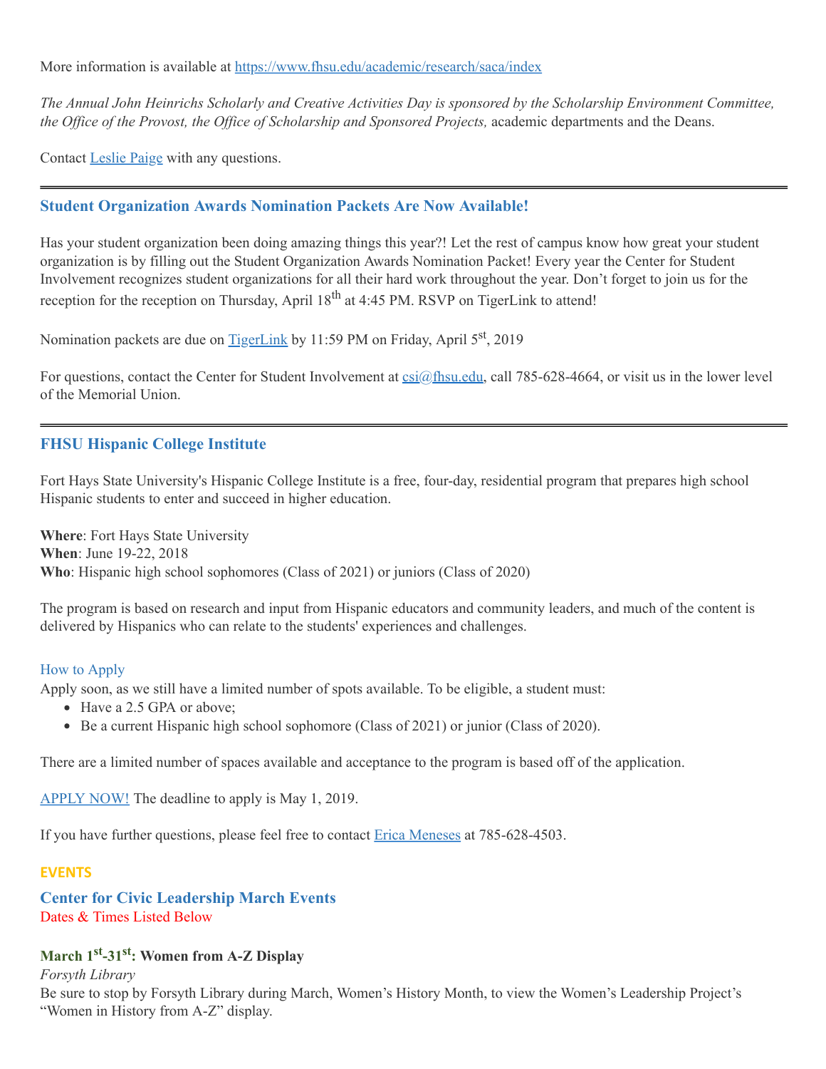More information is available at [https://www.fhsu.edu/academic/research/saca/index](https://www.fhsu.edu/academic/research/saca/index)

*The Annual John Heinrichs Scholarly and Creative Activities Day is sponsored by the Scholarship Environment Committee, the Office of the Provost, the Office of Scholarship and Sponsored Projects,* academic departments and the Deans.

Contact [Leslie Paige](#) with any questions.

---

### Student Organization Awards Nomination Packets Are Now Available!

Has your student organization been doing amazing things this year?! Let the rest of campus know how great your student organization is by filling out the Student Organization Awards Nomination Packet! Every year the Center for Student Involvement recognizes student organizations for all their hard work throughout the year. Don't forget to join us for the reception for the reception on Thursday, April 18th at 4:45 PM. RSVP on TigerLink to attend!

Nomination packets are due on [TigerLink](#) by 11:59 PM on Friday, April 5st, 2019

For questions, contact the Center for Student Involvement at [csi@fhsu.edu](mailto:csi@fhsu.edu), call 785-628-4664, or visit us in the lower level of the Memorial Union.

---

### FHSU Hispanic College Institute

Fort Hays State University's Hispanic College Institute is a free, four-day, residential program that prepares high school Hispanic students to enter and succeed in higher education.

**Where**: Fort Hays State University
**When**: June 19-22, 2018
**Who**: Hispanic high school sophomores (Class of 2021) or juniors (Class of 2020)

The program is based on research and input from Hispanic educators and community leaders, and much of the content is delivered by Hispanics who can relate to the students' experiences and challenges.

#### How to Apply

Apply soon, as we still have a limited number of spots available. To be eligible, a student must:

- Have a 2.5 GPA or above;
- Be a current Hispanic high school sophomore (Class of 2021) or junior (Class of 2020).

There are a limited number of spaces available and acceptance to the program is based off of the application.

[APPLY NOW!](#) The deadline to apply is May 1, 2019.

If you have further questions, please feel free to contact [Erica Meneses](#) at 785-628-4503.

## EVENTS

### Center for Civic Leadership March Events

Dates & Times Listed Below

#### March 1st-31st: Women from A-Z Display

*Forsyth Library*
Be sure to stop by Forsyth Library during March, Women's History Month, to view the Women's Leadership Project's "Women in History from A-Z" display.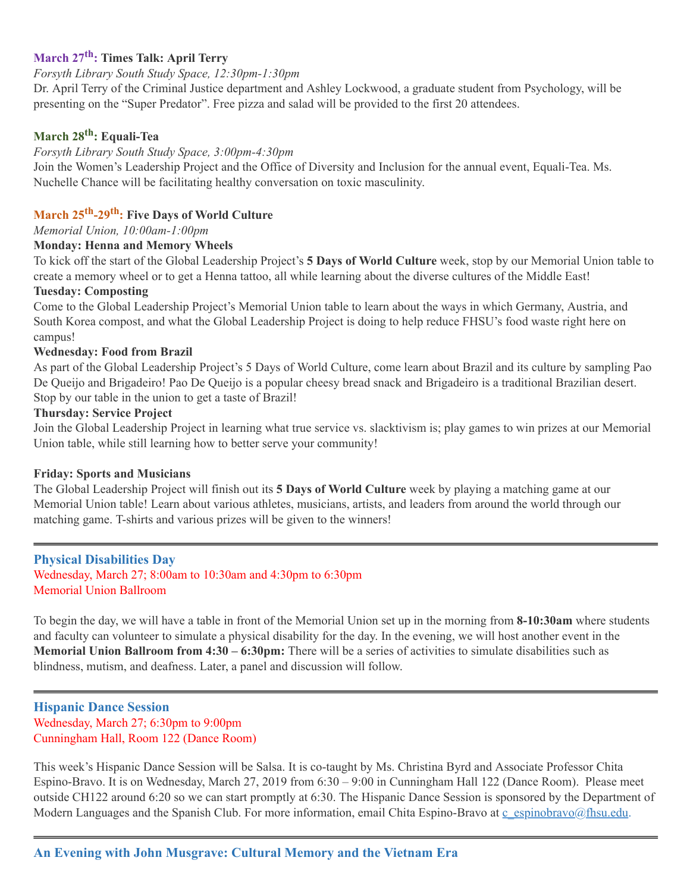### March 27th: Times Talk: April Terry

*Forsyth Library South Study Space, 12:30pm-1:30pm*

Dr. April Terry of the Criminal Justice department and Ashley Lockwood, a graduate student from Psychology, will be presenting on the "Super Predator". Free pizza and salad will be provided to the first 20 attendees.

### March 28th: Equali-Tea

*Forsyth Library South Study Space, 3:00pm-4:30pm*

Join the Women's Leadership Project and the Office of Diversity and Inclusion for the annual event, Equali-Tea. Ms. Nuchelle Chance will be facilitating healthy conversation on toxic masculinity.

### March 25th-29th: Five Days of World Culture

*Memorial Union, 10:00am-1:00pm*

**Monday: Henna and Memory Wheels**

To kick off the start of the Global Leadership Project's **5 Days of World Culture** week, stop by our Memorial Union table to create a memory wheel or to get a Henna tattoo, all while learning about the diverse cultures of the Middle East!

**Tuesday: Composting**

Come to the Global Leadership Project's Memorial Union table to learn about the ways in which Germany, Austria, and South Korea compost, and what the Global Leadership Project is doing to help reduce FHSU's food waste right here on campus!

**Wednesday: Food from Brazil**

As part of the Global Leadership Project's 5 Days of World Culture, come learn about Brazil and its culture by sampling Pao De Queijo and Brigadeiro! Pao De Queijo is a popular cheesy bread snack and Brigadeiro is a traditional Brazilian desert. Stop by our table in the union to get a taste of Brazil!

**Thursday: Service Project**

Join the Global Leadership Project in learning what true service vs. slacktivism is; play games to win prizes at our Memorial Union table, while still learning how to better serve your community!

**Friday: Sports and Musicians**

The Global Leadership Project will finish out its **5 Days of World Culture** week by playing a matching game at our Memorial Union table! Learn about various athletes, musicians, artists, and leaders from around the world through our matching game. T-shirts and various prizes will be given to the winners!

---

### Physical Disabilities Day

Wednesday, March 27; 8:00am to 10:30am and 4:30pm to 6:30pm
Memorial Union Ballroom

To begin the day, we will have a table in front of the Memorial Union set up in the morning from **8-10:30am** where students and faculty can volunteer to simulate a physical disability for the day. In the evening, we will host another event in the **Memorial Union Ballroom from 4:30 – 6:30pm:** There will be a series of activities to simulate disabilities such as blindness, mutism, and deafness. Later, a panel and discussion will follow.

---

### Hispanic Dance Session

Wednesday, March 27; 6:30pm to 9:00pm
Cunningham Hall, Room 122 (Dance Room)

This week's Hispanic Dance Session will be Salsa. It is co-taught by Ms. Christina Byrd and Associate Professor Chita Espino-Bravo. It is on Wednesday, March 27, 2019 from 6:30 – 9:00 in Cunningham Hall 122 (Dance Room). Please meet outside CH122 around 6:20 so we can start promptly at 6:30. The Hispanic Dance Session is sponsored by the Department of Modern Languages and the Spanish Club. For more information, email Chita Espino-Bravo at c_espinobravo@fhsu.edu.

---

### An Evening with John Musgrave: Cultural Memory and the Vietnam Era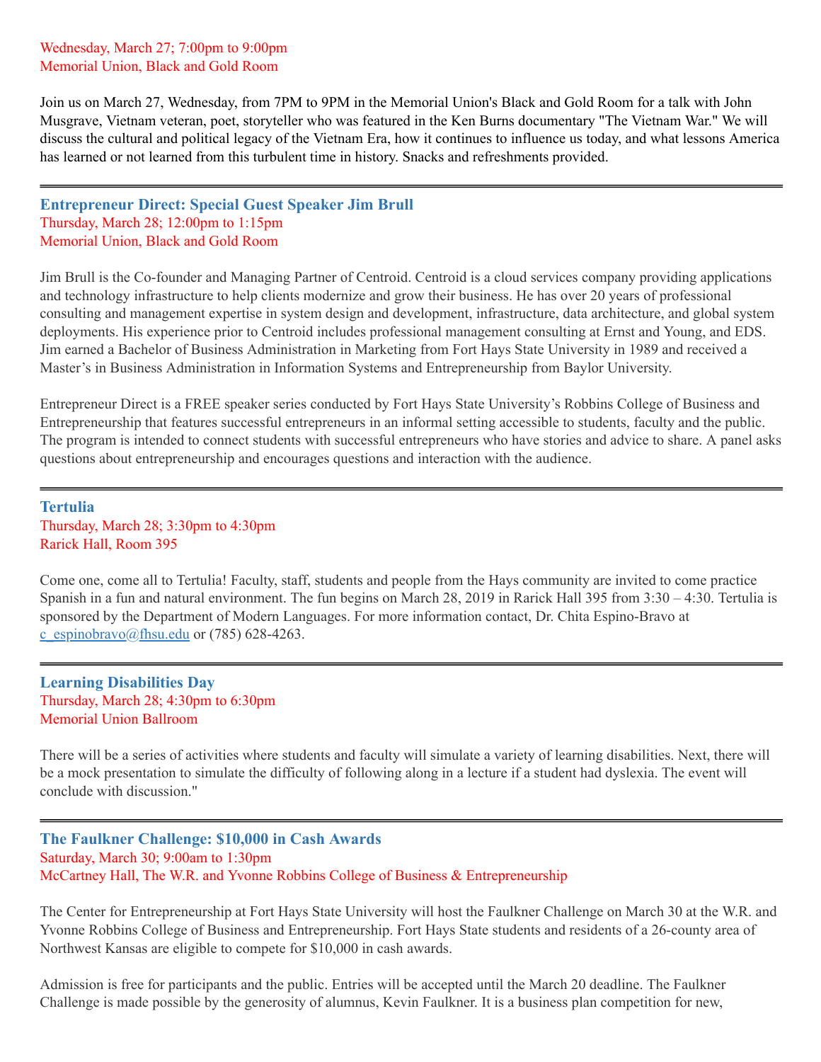Wednesday, March 27; 7:00pm to 9:00pm
Memorial Union, Black and Gold Room

Join us on March 27, Wednesday, from 7PM to 9PM in the Memorial Union's Black and Gold Room for a talk with John Musgrave, Vietnam veteran, poet, storyteller who was featured in the Ken Burns documentary "The Vietnam War." We will discuss the cultural and political legacy of the Vietnam Era, how it continues to influence us today, and what lessons America has learned or not learned from this turbulent time in history. Snacks and refreshments provided.

---

### Entrepreneur Direct: Special Guest Speaker Jim Brull

Thursday, March 28; 12:00pm to 1:15pm
Memorial Union, Black and Gold Room

Jim Brull is the Co-founder and Managing Partner of Centroid. Centroid is a cloud services company providing applications and technology infrastructure to help clients modernize and grow their business. He has over 20 years of professional consulting and management expertise in system design and development, infrastructure, data architecture, and global system deployments. His experience prior to Centroid includes professional management consulting at Ernst and Young, and EDS. Jim earned a Bachelor of Business Administration in Marketing from Fort Hays State University in 1989 and received a Master's in Business Administration in Information Systems and Entrepreneurship from Baylor University.

Entrepreneur Direct is a FREE speaker series conducted by Fort Hays State University's Robbins College of Business and Entrepreneurship that features successful entrepreneurs in an informal setting accessible to students, faculty and the public. The program is intended to connect students with successful entrepreneurs who have stories and advice to share. A panel asks questions about entrepreneurship and encourages questions and interaction with the audience.

---

### Tertulia

Thursday, March 28; 3:30pm to 4:30pm
Rarick Hall, Room 395

Come one, come all to Tertulia! Faculty, staff, students and people from the Hays community are invited to come practice Spanish in a fun and natural environment. The fun begins on March 28, 2019 in Rarick Hall 395 from 3:30 – 4:30. Tertulia is sponsored by the Department of Modern Languages. For more information contact, Dr. Chita Espino-Bravo at c_espinobravo@fhsu.edu or (785) 628-4263.

---

### Learning Disabilities Day

Thursday, March 28; 4:30pm to 6:30pm
Memorial Union Ballroom

There will be a series of activities where students and faculty will simulate a variety of learning disabilities. Next, there will be a mock presentation to simulate the difficulty of following along in a lecture if a student had dyslexia. The event will conclude with discussion."

---

### The Faulkner Challenge: $10,000 in Cash Awards

Saturday, March 30; 9:00am to 1:30pm
McCartney Hall, The W.R. and Yvonne Robbins College of Business & Entrepreneurship

The Center for Entrepreneurship at Fort Hays State University will host the Faulkner Challenge on March 30 at the W.R. and Yvonne Robbins College of Business and Entrepreneurship. Fort Hays State students and residents of a 26-county area of Northwest Kansas are eligible to compete for $10,000 in cash awards.

Admission is free for participants and the public. Entries will be accepted until the March 20 deadline. The Faulkner Challenge is made possible by the generosity of alumnus, Kevin Faulkner. It is a business plan competition for new,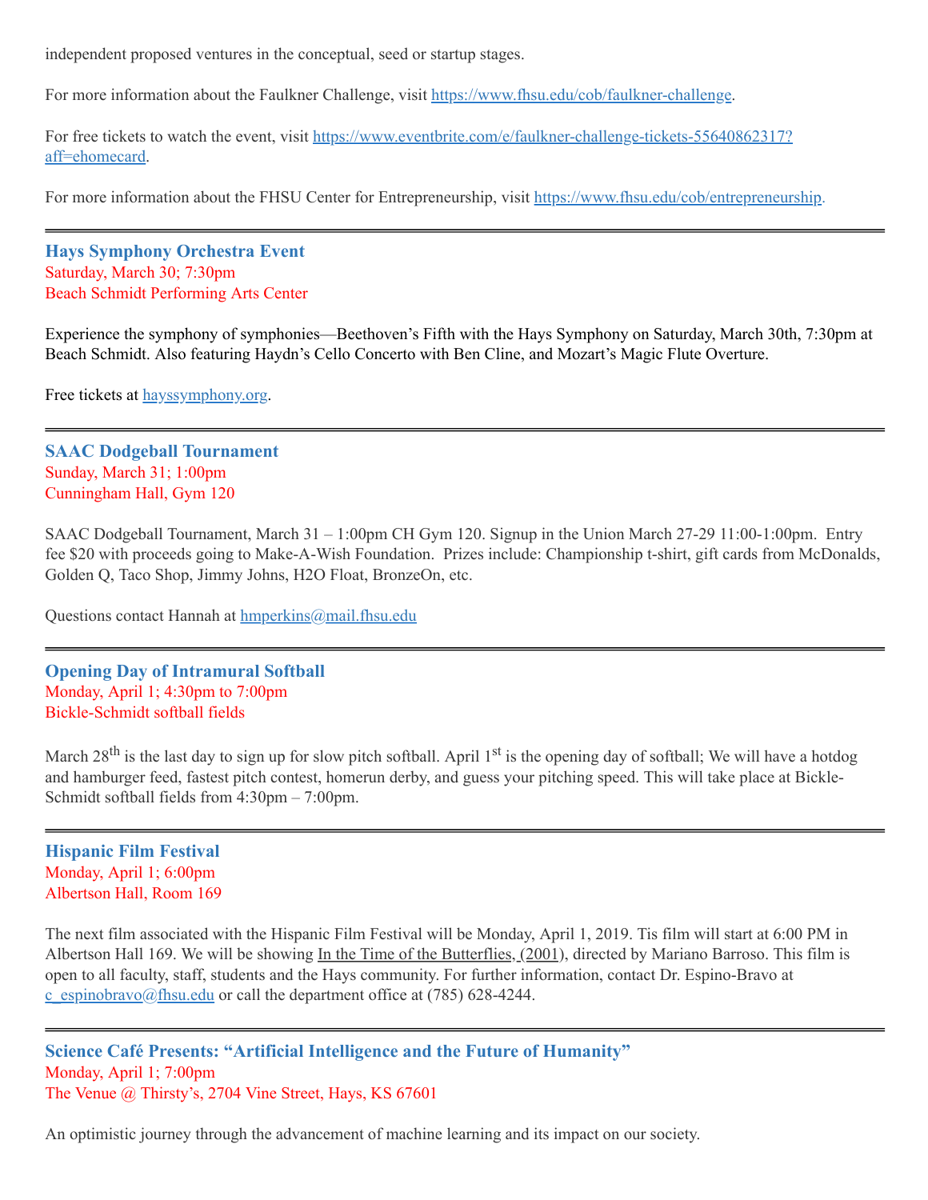independent proposed ventures in the conceptual, seed or startup stages.

For more information about the Faulkner Challenge, visit https://www.fhsu.edu/cob/faulkner-challenge.

For free tickets to watch the event, visit https://www.eventbrite.com/e/faulkner-challenge-tickets-55640862317?aff=ehomecard.

For more information about the FHSU Center for Entrepreneurship, visit https://www.fhsu.edu/cob/entrepreneurship.

---

### Hays Symphony Orchestra Event

Saturday, March 30; 7:30pm
Beach Schmidt Performing Arts Center

Experience the symphony of symphonies—Beethoven's Fifth with the Hays Symphony on Saturday, March 30th, 7:30pm at Beach Schmidt. Also featuring Haydn's Cello Concerto with Ben Cline, and Mozart's Magic Flute Overture.

Free tickets at hayssymphony.org.

---

### SAAC Dodgeball Tournament

Sunday, March 31; 1:00pm
Cunningham Hall, Gym 120

SAAC Dodgeball Tournament, March 31 – 1:00pm CH Gym 120. Signup in the Union March 27-29 11:00-1:00pm. Entry fee $20 with proceeds going to Make-A-Wish Foundation. Prizes include: Championship t-shirt, gift cards from McDonalds, Golden Q, Taco Shop, Jimmy Johns, H2O Float, BronzeOn, etc.

Questions contact Hannah at hmperkins@mail.fhsu.edu

---

### Opening Day of Intramural Softball

Monday, April 1; 4:30pm to 7:00pm
Bickle-Schmidt softball fields

March 28th is the last day to sign up for slow pitch softball. April 1st is the opening day of softball; We will have a hotdog and hamburger feed, fastest pitch contest, homerun derby, and guess your pitching speed. This will take place at Bickle-Schmidt softball fields from 4:30pm – 7:00pm.

---

### Hispanic Film Festival

Monday, April 1; 6:00pm
Albertson Hall, Room 169

The next film associated with the Hispanic Film Festival will be Monday, April 1, 2019. Tis film will start at 6:00 PM in Albertson Hall 169. We will be showing In the Time of the Butterflies, (2001), directed by Mariano Barroso. This film is open to all faculty, staff, students and the Hays community. For further information, contact Dr. Espino-Bravo at c_espinobravo@fhsu.edu or call the department office at (785) 628-4244.

---

### Science Café Presents: "Artificial Intelligence and the Future of Humanity"

Monday, April 1; 7:00pm
The Venue @ Thirsty's, 2704 Vine Street, Hays, KS 67601

An optimistic journey through the advancement of machine learning and its impact on our society.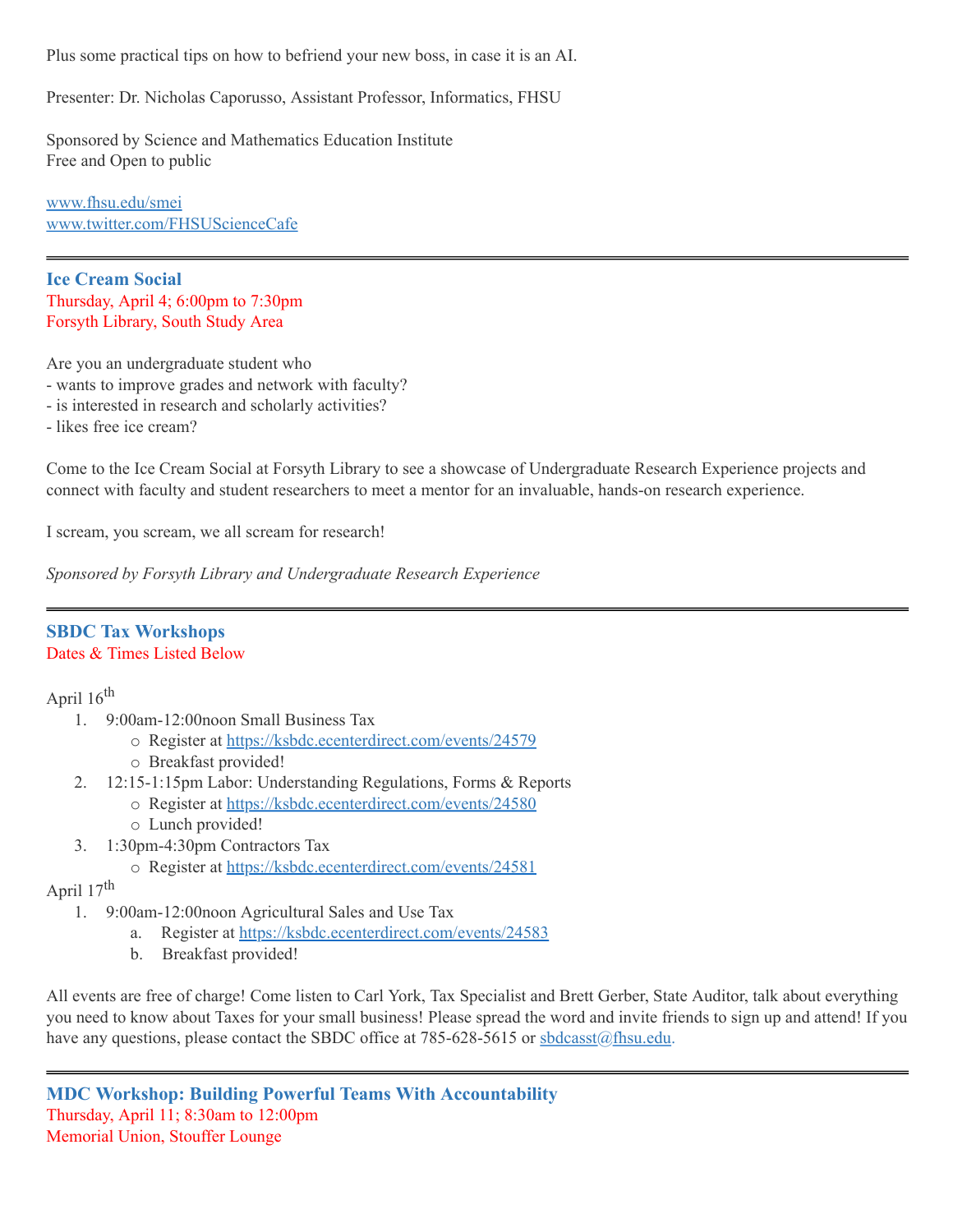Plus some practical tips on how to befriend your new boss, in case it is an AI.

Presenter: Dr. Nicholas Caporusso, Assistant Professor, Informatics, FHSU

Sponsored by Science and Mathematics Education Institute
Free and Open to public

[www.fhsu.edu/smei](www.fhsu.edu/smei)
[www.twitter.com/FHSUScienceCafe](www.twitter.com/FHSUScienceCafe)

---

### Ice Cream Social

Thursday, April 4; 6:00pm to 7:30pm
Forsyth Library, South Study Area

Are you an undergraduate student who
- wants to improve grades and network with faculty?
- is interested in research and scholarly activities?
- likes free ice cream?

Come to the Ice Cream Social at Forsyth Library to see a showcase of Undergraduate Research Experience projects and connect with faculty and student researchers to meet a mentor for an invaluable, hands-on research experience.

I scream, you scream, we all scream for research!

*Sponsored by Forsyth Library and Undergraduate Research Experience*

---

### SBDC Tax Workshops

Dates & Times Listed Below

April 16th

1. 9:00am-12:00noon Small Business Tax
   - Register at https://ksbdc.ecenterdirect.com/events/24579
   - Breakfast provided!
2. 12:15-1:15pm Labor: Understanding Regulations, Forms & Reports
   - Register at https://ksbdc.ecenterdirect.com/events/24580
   - Lunch provided!
3. 1:30pm-4:30pm Contractors Tax
   - Register at https://ksbdc.ecenterdirect.com/events/24581

April 17th

1. 9:00am-12:00noon Agricultural Sales and Use Tax
   a. Register at https://ksbdc.ecenterdirect.com/events/24583
   b. Breakfast provided!

All events are free of charge! Come listen to Carl York, Tax Specialist and Brett Gerber, State Auditor, talk about everything you need to know about Taxes for your small business! Please spread the word and invite friends to sign up and attend! If you have any questions, please contact the SBDC office at 785-628-5615 or sbdcasst@fhsu.edu.

---

### MDC Workshop: Building Powerful Teams With Accountability

Thursday, April 11; 8:30am to 12:00pm
Memorial Union, Stouffer Lounge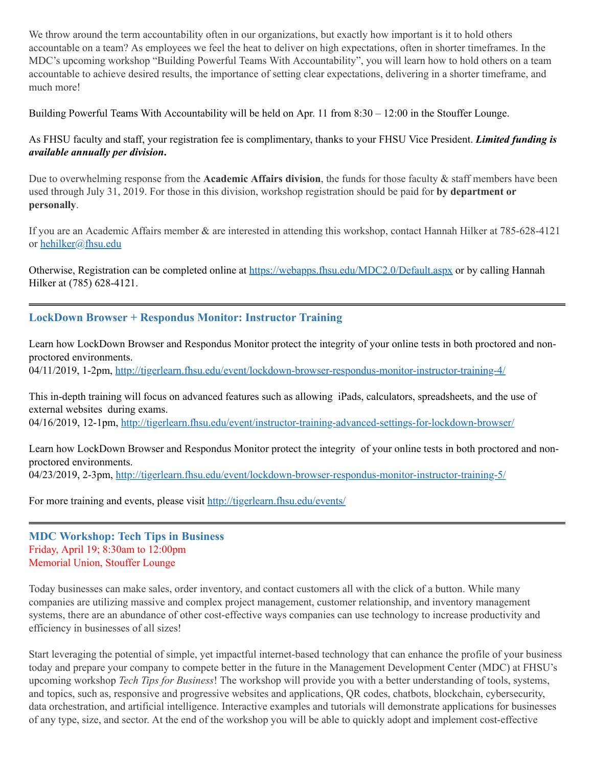We throw around the term accountability often in our organizations, but exactly how important is it to hold others accountable on a team? As employees we feel the heat to deliver on high expectations, often in shorter timeframes. In the MDC's upcoming workshop "Building Powerful Teams With Accountability", you will learn how to hold others on a team accountable to achieve desired results, the importance of setting clear expectations, delivering in a shorter timeframe, and much more!

Building Powerful Teams With Accountability will be held on Apr. 11 from 8:30 – 12:00 in the Stouffer Lounge.

As FHSU faculty and staff, your registration fee is complimentary, thanks to your FHSU Vice President. ***Limited funding is available annually per division*.**

Due to overwhelming response from the **Academic Affairs division**, the funds for those faculty & staff members have been used through July 31, 2019. For those in this division, workshop registration should be paid for **by department or personally**.

If you are an Academic Affairs member & are interested in attending this workshop, contact Hannah Hilker at 785-628-4121 or [hehilker@fhsu.edu](mailto:hehilker@fhsu.edu)

Otherwise, Registration can be completed online at [https://webapps.fhsu.edu/MDC2.0/Default.aspx](https://webapps.fhsu.edu/MDC2.0/Default.aspx) or by calling Hannah Hilker at (785) 628-4121.

---

## LockDown Browser + Respondus Monitor: Instructor Training

Learn how LockDown Browser and Respondus Monitor protect the integrity of your online tests in both proctored and non-proctored environments.
04/11/2019, 1-2pm, [http://tigerlearn.fhsu.edu/event/lockdown-browser-respondus-monitor-instructor-training-4/](http://tigerlearn.fhsu.edu/event/lockdown-browser-respondus-monitor-instructor-training-4/)

This in-depth training will focus on advanced features such as allowing iPads, calculators, spreadsheets, and the use of external websites during exams.
04/16/2019, 12-1pm, [http://tigerlearn.fhsu.edu/event/instructor-training-advanced-settings-for-lockdown-browser/](http://tigerlearn.fhsu.edu/event/instructor-training-advanced-settings-for-lockdown-browser/)

Learn how LockDown Browser and Respondus Monitor protect the integrity of your online tests in both proctored and non-proctored environments.
04/23/2019, 2-3pm, [http://tigerlearn.fhsu.edu/event/lockdown-browser-respondus-monitor-instructor-training-5/](http://tigerlearn.fhsu.edu/event/lockdown-browser-respondus-monitor-instructor-training-5/)

For more training and events, please visit [http://tigerlearn.fhsu.edu/events/](http://tigerlearn.fhsu.edu/events/)

---

## MDC Workshop: Tech Tips in Business

Friday, April 19; 8:30am to 12:00pm
Memorial Union, Stouffer Lounge

Today businesses can make sales, order inventory, and contact customers all with the click of a button. While many companies are utilizing massive and complex project management, customer relationship, and inventory management systems, there are an abundance of other cost-effective ways companies can use technology to increase productivity and efficiency in businesses of all sizes!

Start leveraging the potential of simple, yet impactful internet-based technology that can enhance the profile of your business today and prepare your company to compete better in the future in the Management Development Center (MDC) at FHSU's upcoming workshop *Tech Tips for Business*! The workshop will provide you with a better understanding of tools, systems, and topics, such as, responsive and progressive websites and applications, QR codes, chatbots, blockchain, cybersecurity, data orchestration, and artificial intelligence. Interactive examples and tutorials will demonstrate applications for businesses of any type, size, and sector. At the end of the workshop you will be able to quickly adopt and implement cost-effective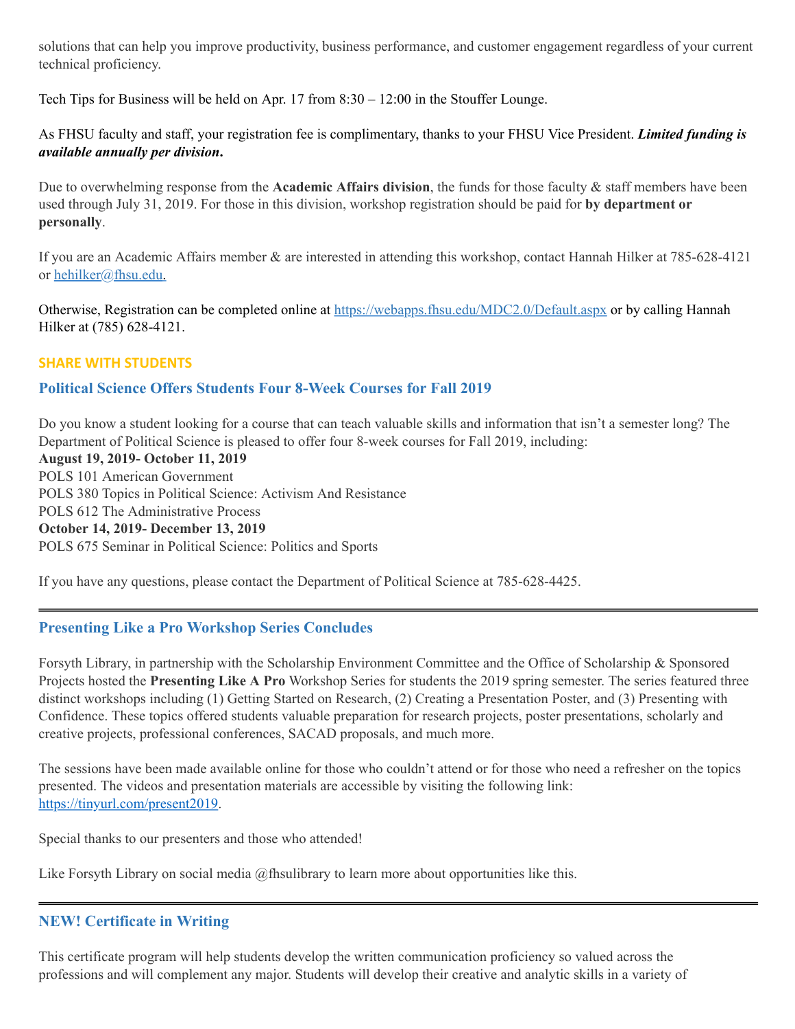solutions that can help you improve productivity, business performance, and customer engagement regardless of your current technical proficiency.

Tech Tips for Business will be held on Apr. 17 from 8:30 – 12:00 in the Stouffer Lounge.

As FHSU faculty and staff, your registration fee is complimentary, thanks to your FHSU Vice President. ***Limited funding is available annually per division*.**

Due to overwhelming response from the **Academic Affairs division**, the funds for those faculty & staff members have been used through July 31, 2019. For those in this division, workshop registration should be paid for **by department or personally**.

If you are an Academic Affairs member & are interested in attending this workshop, contact Hannah Hilker at 785-628-4121 or hehilker@fhsu.edu.

Otherwise, Registration can be completed online at https://webapps.fhsu.edu/MDC2.0/Default.aspx or by calling Hannah Hilker at (785) 628-4121.

**SHARE WITH STUDENTS**

## Political Science Offers Students Four 8-Week Courses for Fall 2019

Do you know a student looking for a course that can teach valuable skills and information that isn't a semester long? The Department of Political Science is pleased to offer four 8-week courses for Fall 2019, including:

**August 19, 2019- October 11, 2019**
POLS 101 American Government
POLS 380 Topics in Political Science: Activism And Resistance
POLS 612 The Administrative Process
**October 14, 2019- December 13, 2019**
POLS 675 Seminar in Political Science: Politics and Sports

If you have any questions, please contact the Department of Political Science at 785-628-4425.

---

## Presenting Like a Pro Workshop Series Concludes

Forsyth Library, in partnership with the Scholarship Environment Committee and the Office of Scholarship & Sponsored Projects hosted the **Presenting Like A Pro** Workshop Series for students the 2019 spring semester. The series featured three distinct workshops including (1) Getting Started on Research, (2) Creating a Presentation Poster, and (3) Presenting with Confidence. These topics offered students valuable preparation for research projects, poster presentations, scholarly and creative projects, professional conferences, SACAD proposals, and much more.

The sessions have been made available online for those who couldn't attend or for those who need a refresher on the topics presented. The videos and presentation materials are accessible by visiting the following link: https://tinyurl.com/present2019.

Special thanks to our presenters and those who attended!

Like Forsyth Library on social media @fhsulibrary to learn more about opportunities like this.

---

## NEW! Certificate in Writing

This certificate program will help students develop the written communication proficiency so valued across the professions and will complement any major. Students will develop their creative and analytic skills in a variety of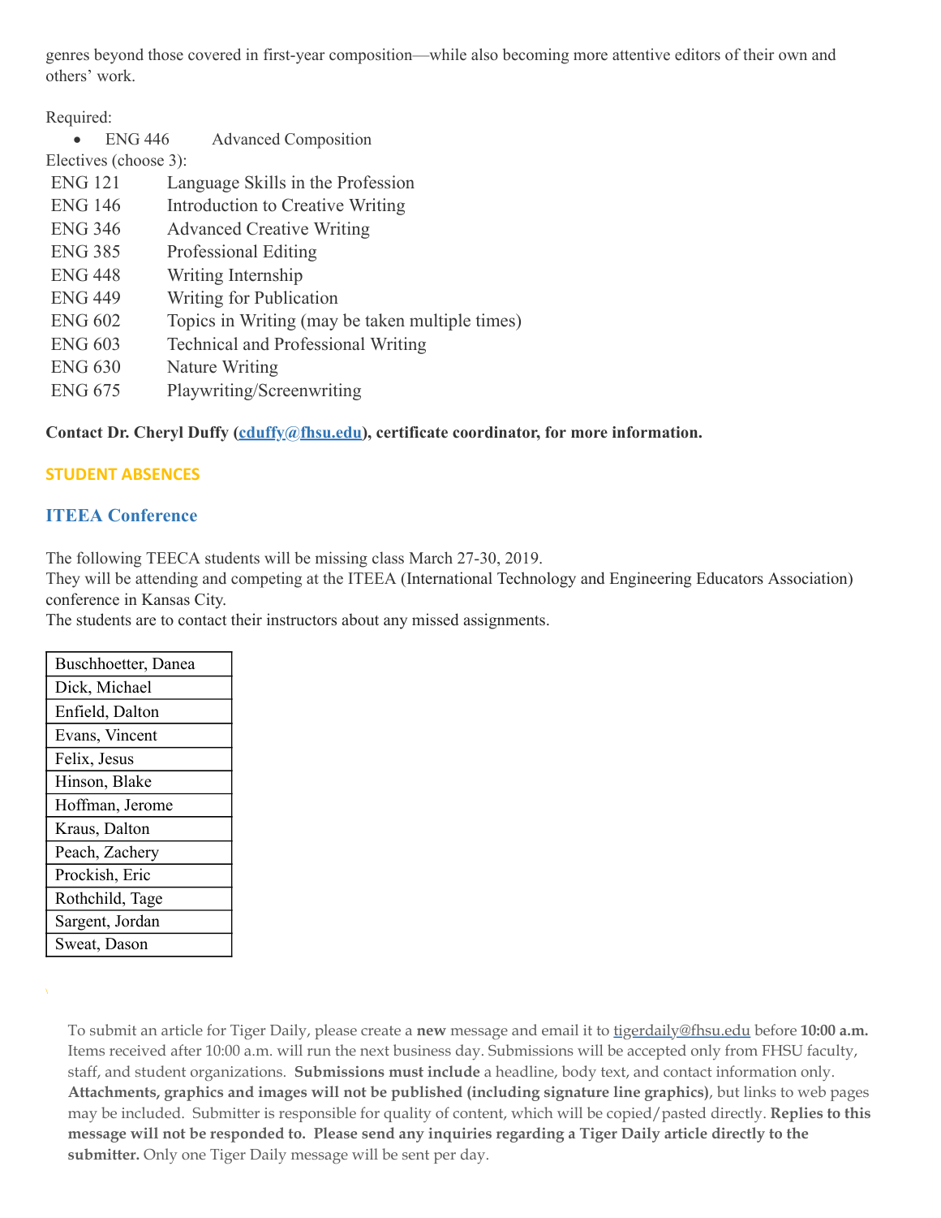genres beyond those covered in first-year composition—while also becoming more attentive editors of their own and others' work.

Required:

- ENG 446 Advanced Composition

Electives (choose 3):

| | |
|---|---|
| ENG 121 | Language Skills in the Profession |
| ENG 146 | Introduction to Creative Writing |
| ENG 346 | Advanced Creative Writing |
| ENG 385 | Professional Editing |
| ENG 448 | Writing Internship |
| ENG 449 | Writing for Publication |
| ENG 602 | Topics in Writing (may be taken multiple times) |
| ENG 603 | Technical and Professional Writing |
| ENG 630 | Nature Writing |
| ENG 675 | Playwriting/Screenwriting |

**Contact Dr. Cheryl Duffy (cduffy@fhsu.edu), certificate coordinator, for more information.**

## STUDENT ABSENCES

### ITEEA Conference

The following TEECA students will be missing class March 27-30, 2019.
They will be attending and competing at the ITEEA (International Technology and Engineering Educators Association) conference in Kansas City.
The students are to contact their instructors about any missed assignments.

| |
|---|
| Buschhoetter, Danea |
| Dick, Michael |
| Enfield, Dalton |
| Evans, Vincent |
| Felix, Jesus |
| Hinson, Blake |
| Hoffman, Jerome |
| Kraus, Dalton |
| Peach, Zachery |
| Prockish, Eric |
| Rothchild, Tage |
| Sargent, Jordan |
| Sweat, Dason |

To submit an article for Tiger Daily, please create a **new** message and email it to tigerdaily@fhsu.edu before **10:00 a.m.** Items received after 10:00 a.m. will run the next business day. Submissions will be accepted only from FHSU faculty, staff, and student organizations. **Submissions must include** a headline, body text, and contact information only. **Attachments, graphics and images will not be published (including signature line graphics)**, but links to web pages may be included. Submitter is responsible for quality of content, which will be copied/pasted directly. **Replies to this message will not be responded to. Please send any inquiries regarding a Tiger Daily article directly to the submitter.** Only one Tiger Daily message will be sent per day.